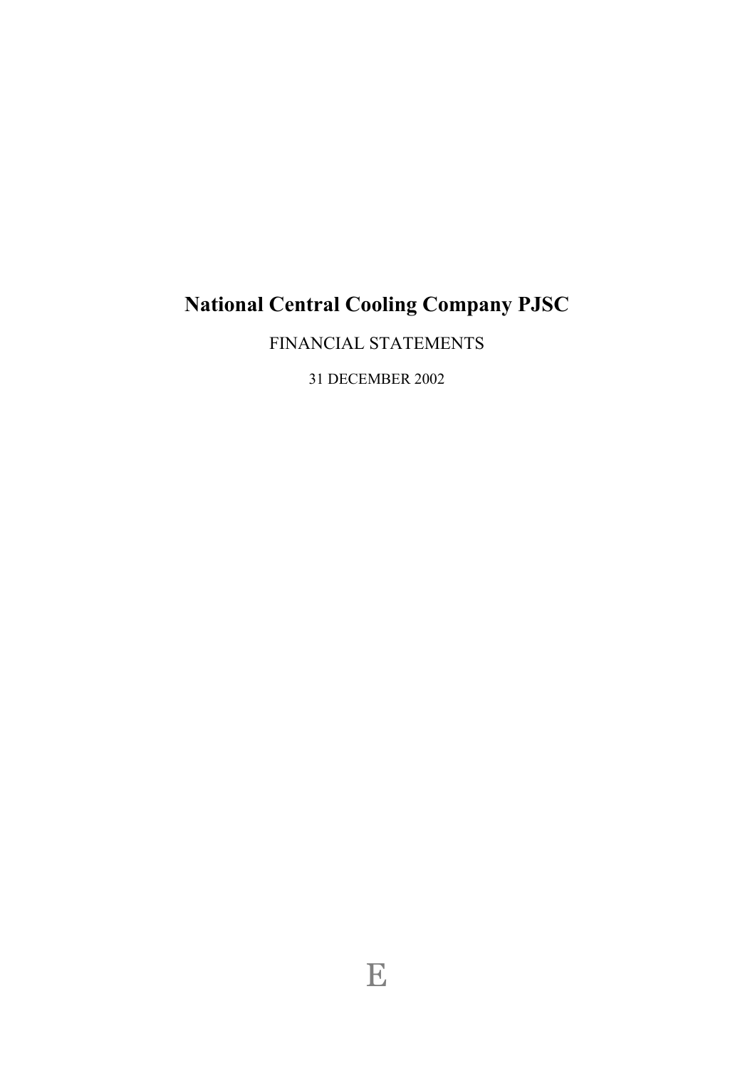# National Central Cooling Company PJSC

FINANCIAL STATEMENTS

31 DECEMBER 2002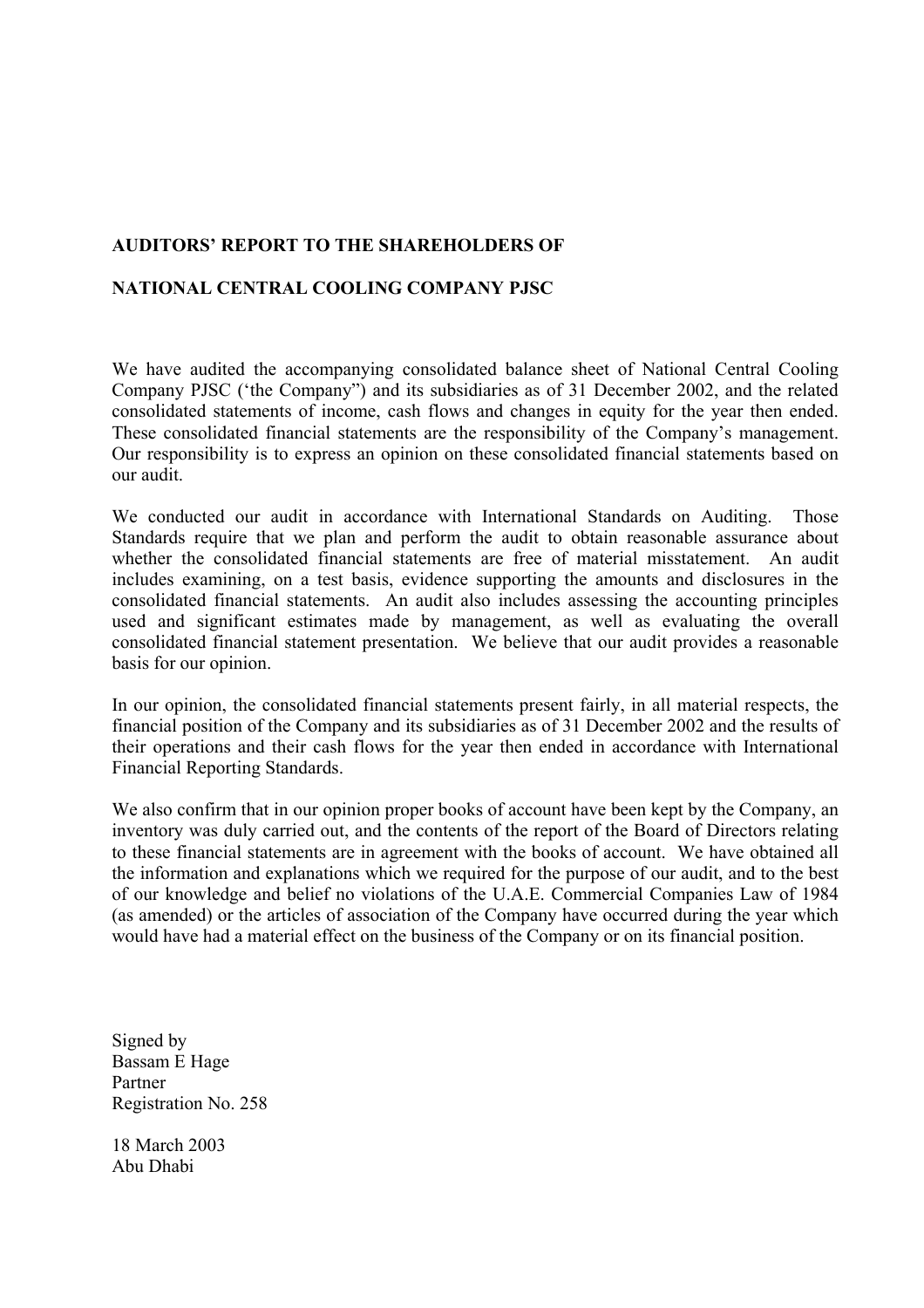**AUDITORS' REPORT TO THE SHAREHOLDERS OF**

**NATIONAL CENTRAL COOLING COMPANY PJSC**

We have audited the accompanying consolidated balance sheet of National Central Cooling Company PJSC ('the Company") and its subsidiaries as of 31 December 2002, and the related consolidated statements of income, cash flows and changes in equity for the year then ended. These consolidated financial statements are the responsibility of the Company's management. Our responsibility is to express an opinion on these consolidated financial statements based on our audit.

We conducted our audit in accordance with International Standards on Auditing. Those Standards require that we plan and perform the audit to obtain reasonable assurance about whether the consolidated financial statements are free of material misstatement. An audit includes examining, on a test basis, evidence supporting the amounts and disclosures in the consolidated financial statements. An audit also includes assessing the accounting principles used and significant estimates made by management, as well as evaluating the overall consolidated financial statement presentation. We believe that our audit provides a reasonable basis for our opinion.

In our opinion, the consolidated financial statements present fairly, in all material respects, the financial position of the Company and its subsidiaries as of 31 December 2002 and the results of their operations and their cash flows for the year then ended in accordance with International Financial Reporting Standards.

We also confirm that in our opinion proper books of account have been kept by the Company, an inventory was duly carried out, and the contents of the report of the Board of Directors relating to these financial statements are in agreement with the books of account. We have obtained all the information and explanations which we required for the purpose of our audit, and to the best of our knowledge and belief no violations of the U.A.E. Commercial Companies Law of 1984 (as amended) or the articles of association of the Company have occurred during the year which would have had a material effect on the business of the Company or on its financial position.

Signed by
Bassam E Hage
Partner
Registration No. 258

18 March 2003
Abu Dhabi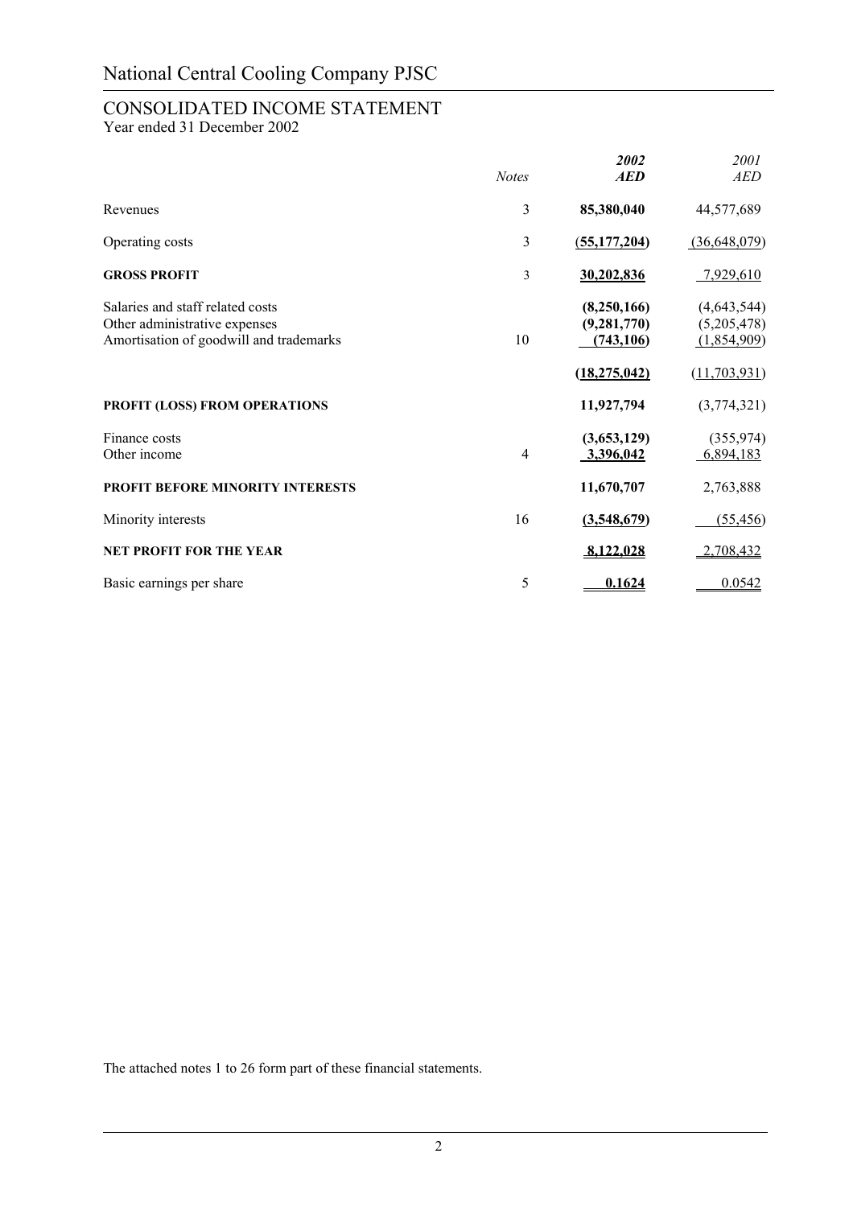# National Central Cooling Company PJSC

## CONSOLIDATED INCOME STATEMENT
Year ended 31 December 2002

| | *Notes* | ***2002*** ***AED*** | *2001* *AED* |
|---|---|---|---|
| Revenues | 3 | **85,380,040** | 44,577,689 |
| Operating costs | 3 | **(55,177,204)** | (36,648,079) |
| **GROSS PROFIT** | 3 | **30,202,836** | 7,929,610 |
| Salaries and staff related costs | | **(8,250,166)** | (4,643,544) |
| Other administrative expenses | | **(9,281,770)** | (5,205,478) |
| Amortisation of goodwill and trademarks | 10 | **(743,106)** | (1,854,909) |
| | | **(18,275,042)** | (11,703,931) |
| **PROFIT (LOSS) FROM OPERATIONS** | | **11,927,794** | (3,774,321) |
| Finance costs | | **(3,653,129)** | (355,974) |
| Other income | 4 | **3,396,042** | 6,894,183 |
| **PROFIT BEFORE MINORITY INTERESTS** | | **11,670,707** | 2,763,888 |
| Minority interests | 16 | **(3,548,679)** | (55,456) |
| **NET PROFIT FOR THE YEAR** | | **8,122,028** | 2,708,432 |
| Basic earnings per share | 5 | **0.1624** | 0.0542 |

The attached notes 1 to 26 form part of these financial statements.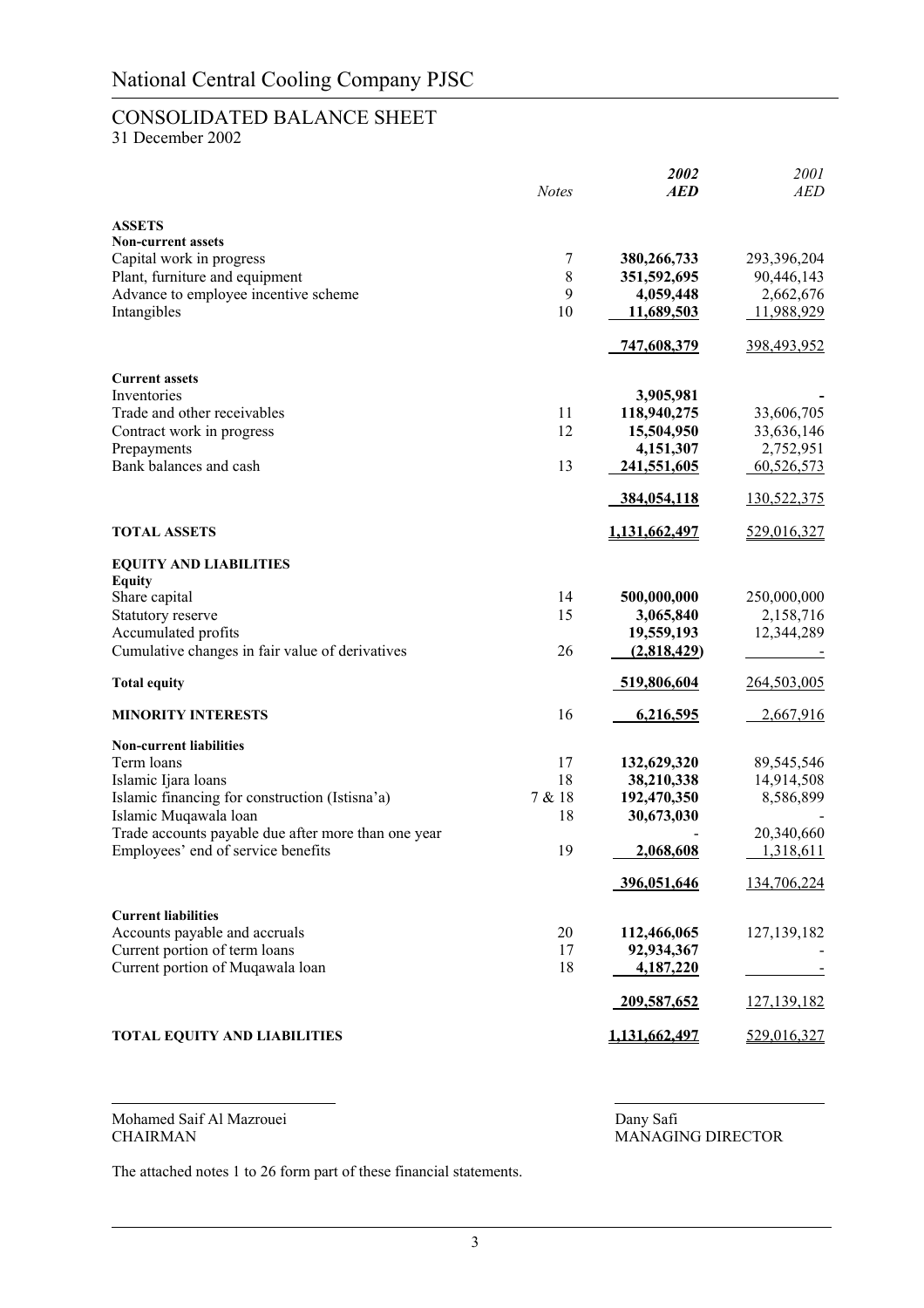# National Central Cooling Company PJSC

## CONSOLIDATED BALANCE SHEET
31 December 2002

| | *Notes* | ***2002 AED*** | *2001 AED* |
|---|---|---|---|
| **ASSETS** | | | |
| **Non-current assets** | | | |
| Capital work in progress | 7 | **380,266,733** | 293,396,204 |
| Plant, furniture and equipment | 8 | **351,592,695** | 90,446,143 |
| Advance to employee incentive scheme | 9 | **4,059,448** | 2,662,676 |
| Intangibles | 10 | **11,689,503** | 11,988,929 |
| | | **747,608,379** | 398,493,952 |
| **Current assets** | | | |
| Inventories | | **3,905,981** | - |
| Trade and other receivables | 11 | **118,940,275** | 33,606,705 |
| Contract work in progress | 12 | **15,504,950** | 33,636,146 |
| Prepayments | | **4,151,307** | 2,752,951 |
| Bank balances and cash | 13 | **241,551,605** | 60,526,573 |
| | | **384,054,118** | 130,522,375 |
| **TOTAL ASSETS** | | **1,131,662,497** | 529,016,327 |
| **EQUITY AND LIABILITIES** | | | |
| **Equity** | | | |
| Share capital | 14 | **500,000,000** | 250,000,000 |
| Statutory reserve | 15 | **3,065,840** | 2,158,716 |
| Accumulated profits | | **19,559,193** | 12,344,289 |
| Cumulative changes in fair value of derivatives | 26 | **(2,818,429)** | - |
| **Total equity** | | **519,806,604** | 264,503,005 |
| **MINORITY INTERESTS** | 16 | **6,216,595** | 2,667,916 |
| **Non-current liabilities** | | | |
| Term loans | 17 | **132,629,320** | 89,545,546 |
| Islamic Ijara loans | 18 | **38,210,338** | 14,914,508 |
| Islamic financing for construction (Istisna'a) | 7 & 18 | **192,470,350** | 8,586,899 |
| Islamic Muqawala loan | 18 | **30,673,030** | - |
| Trade accounts payable due after more than one year | | - | 20,340,660 |
| Employees' end of service benefits | 19 | **2,068,608** | 1,318,611 |
| | | **396,051,646** | 134,706,224 |
| **Current liabilities** | | | |
| Accounts payable and accruals | 20 | **112,466,065** | 127,139,182 |
| Current portion of term loans | 17 | **92,934,367** | - |
| Current portion of Muqawala loan | 18 | **4,187,220** | - |
| | | **209,587,652** | 127,139,182 |
| **TOTAL EQUITY AND LIABILITIES** | | **1,131,662,497** | 529,016,327 |

Mohamed Saif Al Mazrouei
CHAIRMAN

Dany Safi
MANAGING DIRECTOR

The attached notes 1 to 26 form part of these financial statements.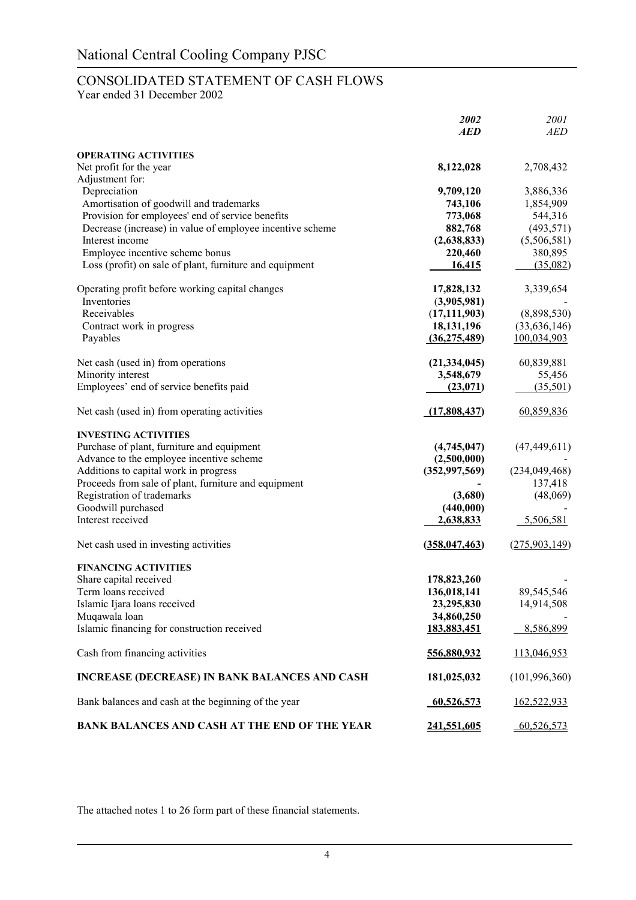# National Central Cooling Company PJSC

## CONSOLIDATED STATEMENT OF CASH FLOWS

Year ended 31 December 2002

| | *2002* *AED* | *2001* *AED* |
|---|---|---|
| **OPERATING ACTIVITIES** | | |
| Net profit for the year | **8,122,028** | 2,708,432 |
| Adjustment for: | | |
| Depreciation | **9,709,120** | 3,886,336 |
| Amortisation of goodwill and trademarks | **743,106** | 1,854,909 |
| Provision for employees' end of service benefits | **773,068** | 544,316 |
| Decrease (increase) in value of employee incentive scheme | **882,768** | (493,571) |
| Interest income | **(2,638,833)** | (5,506,581) |
| Employee incentive scheme bonus | **220,460** | 380,895 |
| Loss (profit) on sale of plant, furniture and equipment | **16,415** | (35,082) |
| Operating profit before working capital changes | **17,828,132** | 3,339,654 |
| Inventories | **(3,905,981)** | - |
| Receivables | **(17,111,903)** | (8,898,530) |
| Contract work in progress | **18,131,196** | (33,636,146) |
| Payables | **(36,275,489)** | 100,034,903 |
| Net cash (used in) from operations | **(21,334,045)** | 60,839,881 |
| Minority interest | **3,548,679** | 55,456 |
| Employees' end of service benefits paid | **(23,071)** | (35,501) |
| Net cash (used in) from operating activities | **(17,808,437)** | 60,859,836 |
| **INVESTING ACTIVITIES** | | |
| Purchase of plant, furniture and equipment | **(4,745,047)** | (47,449,611) |
| Advance to the employee incentive scheme | **(2,500,000)** | - |
| Additions to capital work in progress | **(352,997,569)** | (234,049,468) |
| Proceeds from sale of plant, furniture and equipment | **-** | 137,418 |
| Registration of trademarks | **(3,680)** | (48,069) |
| Goodwill purchased | **(440,000)** | - |
| Interest received | **2,638,833** | 5,506,581 |
| Net cash used in investing activities | **(358,047,463)** | (275,903,149) |
| **FINANCING ACTIVITIES** | | |
| Share capital received | **178,823,260** | - |
| Term loans received | **136,018,141** | 89,545,546 |
| Islamic Ijara loans received | **23,295,830** | 14,914,508 |
| Muqawala loan | **34,860,250** | - |
| Islamic financing for construction received | **183,883,451** | 8,586,899 |
| Cash from financing activities | **556,880,932** | 113,046,953 |
| **INCREASE (DECREASE) IN BANK BALANCES AND CASH** | **181,025,032** | (101,996,360) |
| Bank balances and cash at the beginning of the year | **60,526,573** | 162,522,933 |
| **BANK BALANCES AND CASH AT THE END OF THE YEAR** | **241,551,605** | 60,526,573 |

The attached notes 1 to 26 form part of these financial statements.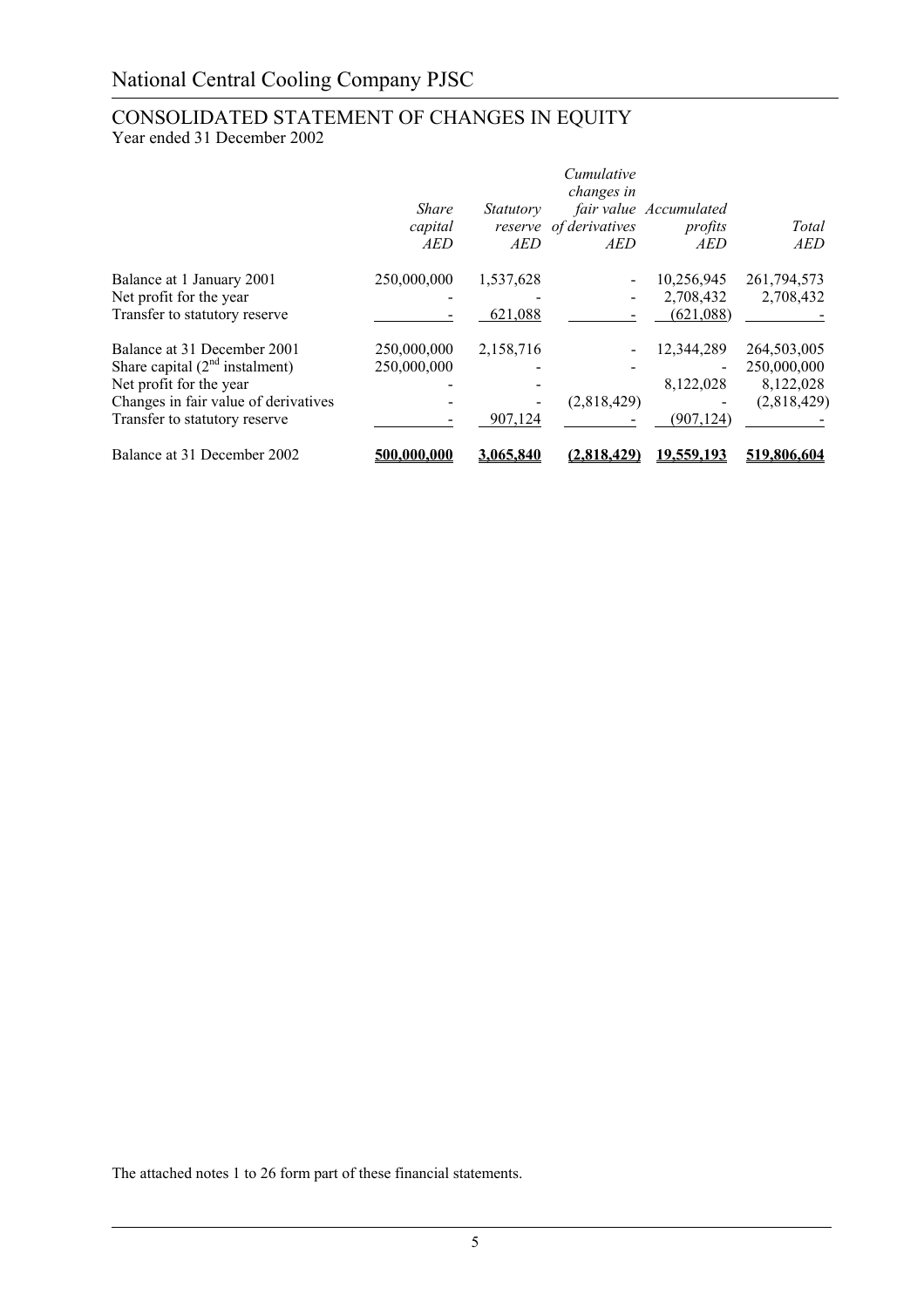# National Central Cooling Company PJSC

## CONSOLIDATED STATEMENT OF CHANGES IN EQUITY

Year ended 31 December 2002

| | *Share capital* *AED* | *Statutory reserve* *AED* | *Cumulative changes in fair value of derivatives* *AED* | *Accumulated profits* *AED* | *Total* *AED* |
|---|---|---|---|---|---|
| Balance at 1 January 2001 | 250,000,000 | 1,537,628 | - | 10,256,945 | 261,794,573 |
| Net profit for the year | - | - | - | 2,708,432 | 2,708,432 |
| Transfer to statutory reserve | - | 621,088 | - | (621,088) | - |
| Balance at 31 December 2001 | 250,000,000 | 2,158,716 | - | 12,344,289 | 264,503,005 |
| Share capital (2nd instalment) | 250,000,000 | - | - | - | 250,000,000 |
| Net profit for the year | - | - | | 8,122,028 | 8,122,028 |
| Changes in fair value of derivatives | - | - | (2,818,429) | - | (2,818,429) |
| Transfer to statutory reserve | - | 907,124 | - | (907,124) | - |
| Balance at 31 December 2002 | **500,000,000** | **3,065,840** | **(2,818,429)** | **19,559,193** | **519,806,604** |

The attached notes 1 to 26 form part of these financial statements.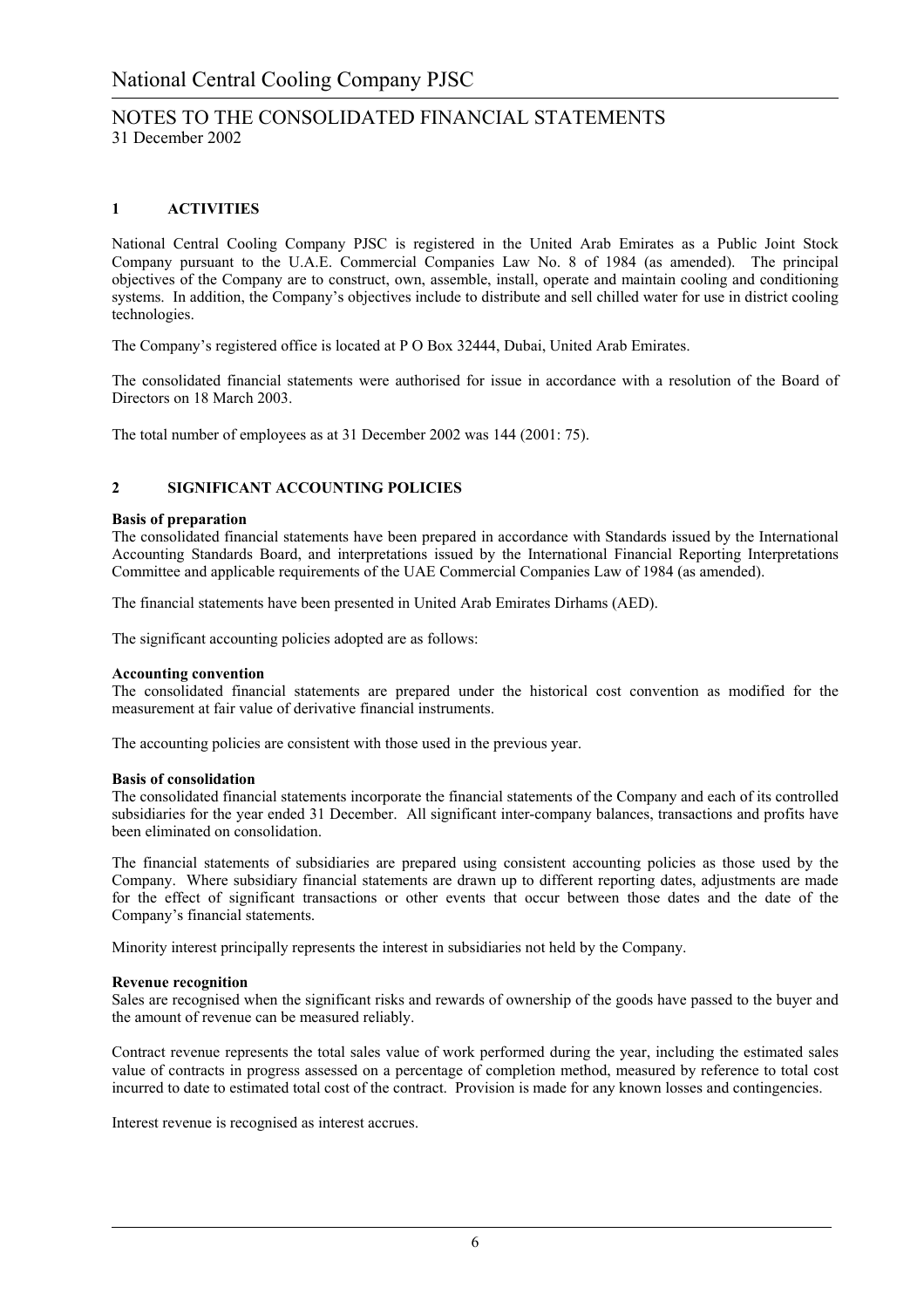# National Central Cooling Company PJSC

## NOTES TO THE CONSOLIDATED FINANCIAL STATEMENTS
31 December 2002

### 1 ACTIVITIES

National Central Cooling Company PJSC is registered in the United Arab Emirates as a Public Joint Stock Company pursuant to the U.A.E. Commercial Companies Law No. 8 of 1984 (as amended). The principal objectives of the Company are to construct, own, assemble, install, operate and maintain cooling and conditioning systems. In addition, the Company's objectives include to distribute and sell chilled water for use in district cooling technologies.

The Company's registered office is located at P O Box 32444, Dubai, United Arab Emirates.

The consolidated financial statements were authorised for issue in accordance with a resolution of the Board of Directors on 18 March 2003.

The total number of employees as at 31 December 2002 was 144 (2001: 75).

### 2 SIGNIFICANT ACCOUNTING POLICIES

**Basis of preparation**
The consolidated financial statements have been prepared in accordance with Standards issued by the International Accounting Standards Board, and interpretations issued by the International Financial Reporting Interpretations Committee and applicable requirements of the UAE Commercial Companies Law of 1984 (as amended).

The financial statements have been presented in United Arab Emirates Dirhams (AED).

The significant accounting policies adopted are as follows:

**Accounting convention**
The consolidated financial statements are prepared under the historical cost convention as modified for the measurement at fair value of derivative financial instruments.

The accounting policies are consistent with those used in the previous year.

**Basis of consolidation**
The consolidated financial statements incorporate the financial statements of the Company and each of its controlled subsidiaries for the year ended 31 December. All significant inter-company balances, transactions and profits have been eliminated on consolidation.

The financial statements of subsidiaries are prepared using consistent accounting policies as those used by the Company. Where subsidiary financial statements are drawn up to different reporting dates, adjustments are made for the effect of significant transactions or other events that occur between those dates and the date of the Company's financial statements.

Minority interest principally represents the interest in subsidiaries not held by the Company.

**Revenue recognition**
Sales are recognised when the significant risks and rewards of ownership of the goods have passed to the buyer and the amount of revenue can be measured reliably.

Contract revenue represents the total sales value of work performed during the year, including the estimated sales value of contracts in progress assessed on a percentage of completion method, measured by reference to total cost incurred to date to estimated total cost of the contract. Provision is made for any known losses and contingencies.

Interest revenue is recognised as interest accrues.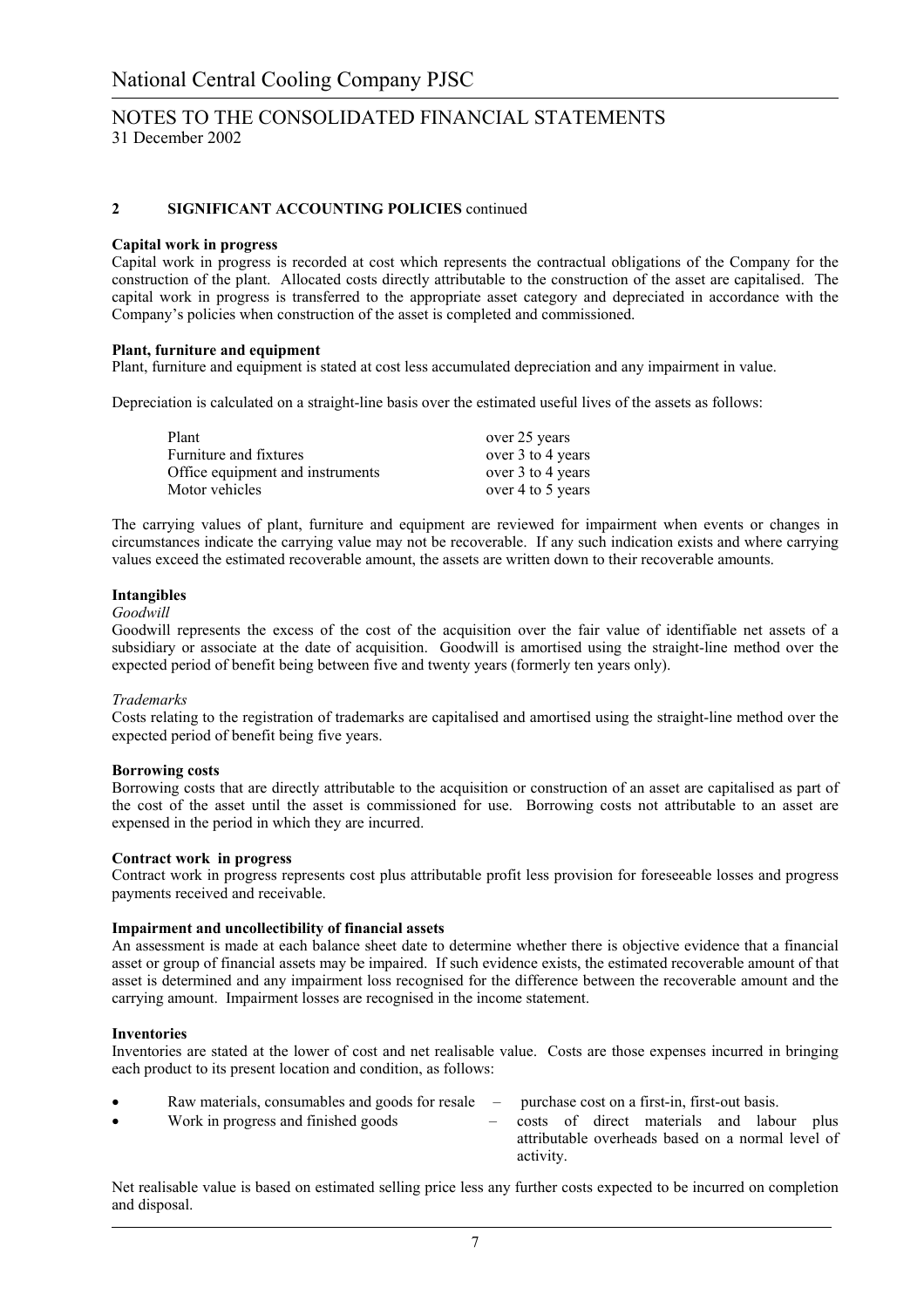# National Central Cooling Company PJSC

## NOTES TO THE CONSOLIDATED FINANCIAL STATEMENTS
31 December 2002

### 2 SIGNIFICANT ACCOUNTING POLICIES continued

**Capital work in progress**
Capital work in progress is recorded at cost which represents the contractual obligations of the Company for the construction of the plant. Allocated costs directly attributable to the construction of the asset are capitalised. The capital work in progress is transferred to the appropriate asset category and depreciated in accordance with the Company's policies when construction of the asset is completed and commissioned.

**Plant, furniture and equipment**
Plant, furniture and equipment is stated at cost less accumulated depreciation and any impairment in value.

Depreciation is calculated on a straight-line basis over the estimated useful lives of the assets as follows:

| | |
|---|---|
| Plant | over 25 years |
| Furniture and fixtures | over 3 to 4 years |
| Office equipment and instruments | over 3 to 4 years |
| Motor vehicles | over 4 to 5 years |

The carrying values of plant, furniture and equipment are reviewed for impairment when events or changes in circumstances indicate the carrying value may not be recoverable. If any such indication exists and where carrying values exceed the estimated recoverable amount, the assets are written down to their recoverable amounts.

**Intangibles**
*Goodwill*
Goodwill represents the excess of the cost of the acquisition over the fair value of identifiable net assets of a subsidiary or associate at the date of acquisition. Goodwill is amortised using the straight-line method over the expected period of benefit being between five and twenty years (formerly ten years only).

*Trademarks*
Costs relating to the registration of trademarks are capitalised and amortised using the straight-line method over the expected period of benefit being five years.

**Borrowing costs**
Borrowing costs that are directly attributable to the acquisition or construction of an asset are capitalised as part of the cost of the asset until the asset is commissioned for use. Borrowing costs not attributable to an asset are expensed in the period in which they are incurred.

**Contract work in progress**
Contract work in progress represents cost plus attributable profit less provision for foreseeable losses and progress payments received and receivable.

**Impairment and uncollectibility of financial assets**
An assessment is made at each balance sheet date to determine whether there is objective evidence that a financial asset or group of financial assets may be impaired. If such evidence exists, the estimated recoverable amount of that asset is determined and any impairment loss recognised for the difference between the recoverable amount and the carrying amount. Impairment losses are recognised in the income statement.

**Inventories**
Inventories are stated at the lower of cost and net realisable value. Costs are those expenses incurred in bringing each product to its present location and condition, as follows:

- Raw materials, consumables and goods for resale – purchase cost on a first-in, first-out basis.
- Work in progress and finished goods – costs of direct materials and labour plus attributable overheads based on a normal level of activity.

Net realisable value is based on estimated selling price less any further costs expected to be incurred on completion and disposal.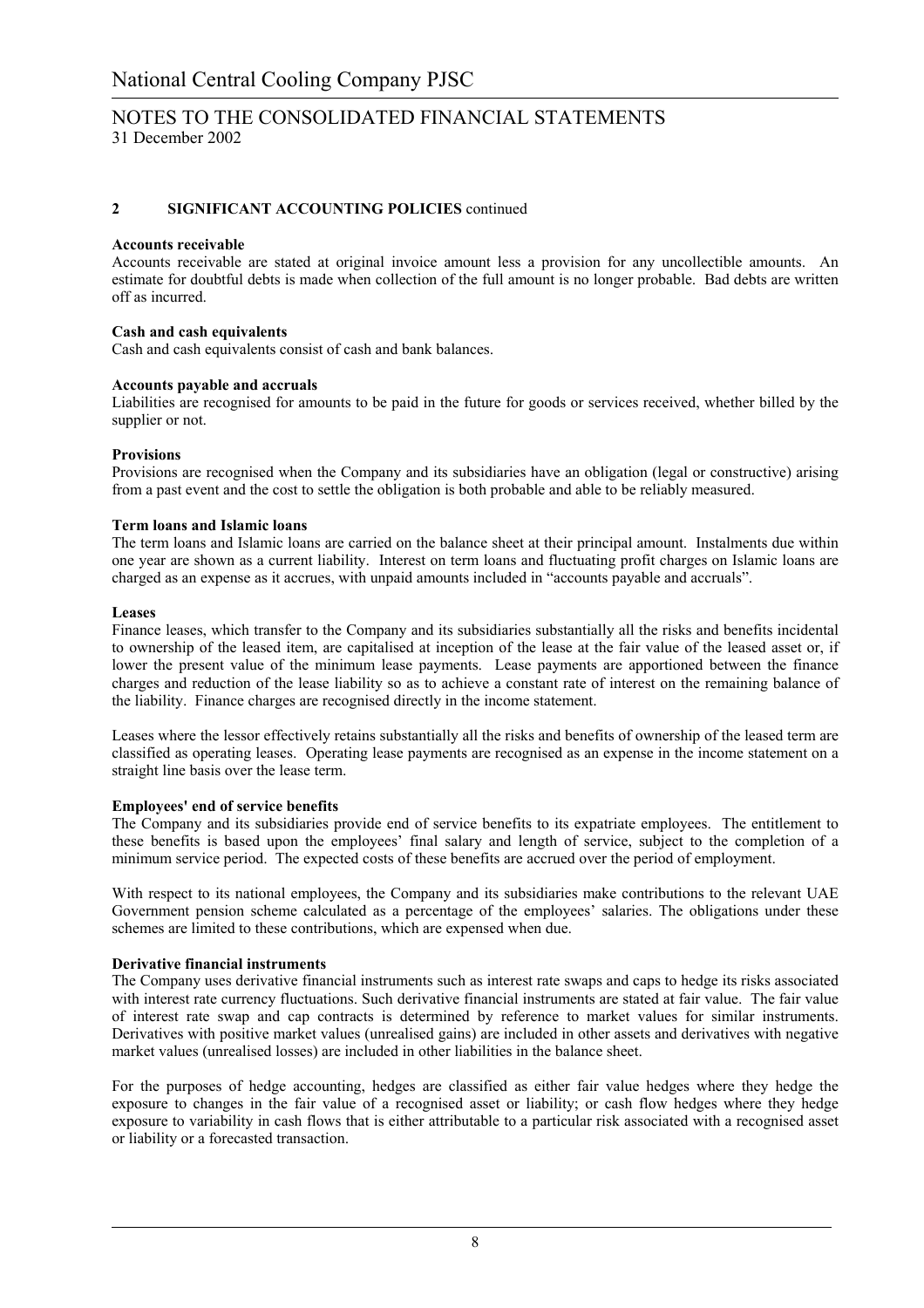## 2 SIGNIFICANT ACCOUNTING POLICIES continued

**Accounts receivable**
Accounts receivable are stated at original invoice amount less a provision for any uncollectible amounts. An estimate for doubtful debts is made when collection of the full amount is no longer probable. Bad debts are written off as incurred.

**Cash and cash equivalents**
Cash and cash equivalents consist of cash and bank balances.

**Accounts payable and accruals**
Liabilities are recognised for amounts to be paid in the future for goods or services received, whether billed by the supplier or not.

**Provisions**
Provisions are recognised when the Company and its subsidiaries have an obligation (legal or constructive) arising from a past event and the cost to settle the obligation is both probable and able to be reliably measured.

**Term loans and Islamic loans**
The term loans and Islamic loans are carried on the balance sheet at their principal amount. Instalments due within one year are shown as a current liability. Interest on term loans and fluctuating profit charges on Islamic loans are charged as an expense as it accrues, with unpaid amounts included in "accounts payable and accruals".

**Leases**
Finance leases, which transfer to the Company and its subsidiaries substantially all the risks and benefits incidental to ownership of the leased item, are capitalised at inception of the lease at the fair value of the leased asset or, if lower the present value of the minimum lease payments. Lease payments are apportioned between the finance charges and reduction of the lease liability so as to achieve a constant rate of interest on the remaining balance of the liability. Finance charges are recognised directly in the income statement.

Leases where the lessor effectively retains substantially all the risks and benefits of ownership of the leased term are classified as operating leases. Operating lease payments are recognised as an expense in the income statement on a straight line basis over the lease term.

**Employees' end of service benefits**
The Company and its subsidiaries provide end of service benefits to its expatriate employees. The entitlement to these benefits is based upon the employees' final salary and length of service, subject to the completion of a minimum service period. The expected costs of these benefits are accrued over the period of employment.

With respect to its national employees, the Company and its subsidiaries make contributions to the relevant UAE Government pension scheme calculated as a percentage of the employees' salaries. The obligations under these schemes are limited to these contributions, which are expensed when due.

**Derivative financial instruments**
The Company uses derivative financial instruments such as interest rate swaps and caps to hedge its risks associated with interest rate currency fluctuations. Such derivative financial instruments are stated at fair value. The fair value of interest rate swap and cap contracts is determined by reference to market values for similar instruments. Derivatives with positive market values (unrealised gains) are included in other assets and derivatives with negative market values (unrealised losses) are included in other liabilities in the balance sheet.

For the purposes of hedge accounting, hedges are classified as either fair value hedges where they hedge the exposure to changes in the fair value of a recognised asset or liability; or cash flow hedges where they hedge exposure to variability in cash flows that is either attributable to a particular risk associated with a recognised asset or liability or a forecasted transaction.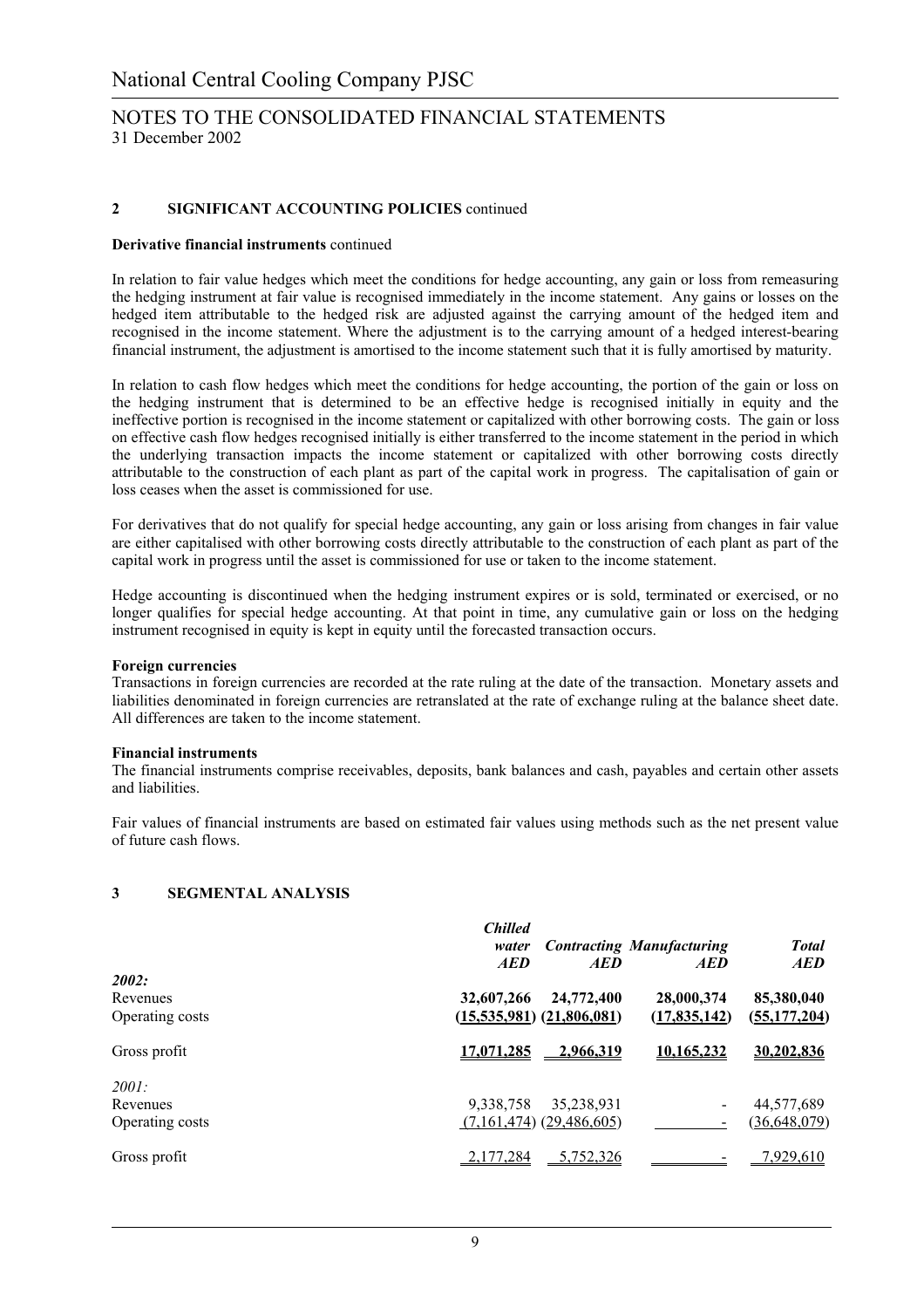## 2 SIGNIFICANT ACCOUNTING POLICIES continued

**Derivative financial instruments** continued

In relation to fair value hedges which meet the conditions for hedge accounting, any gain or loss from remeasuring the hedging instrument at fair value is recognised immediately in the income statement. Any gains or losses on the hedged item attributable to the hedged risk are adjusted against the carrying amount of the hedged item and recognised in the income statement. Where the adjustment is to the carrying amount of a hedged interest-bearing financial instrument, the adjustment is amortised to the income statement such that it is fully amortised by maturity.

In relation to cash flow hedges which meet the conditions for hedge accounting, the portion of the gain or loss on the hedging instrument that is determined to be an effective hedge is recognised initially in equity and the ineffective portion is recognised in the income statement or capitalized with other borrowing costs. The gain or loss on effective cash flow hedges recognised initially is either transferred to the income statement in the period in which the underlying transaction impacts the income statement or capitalized with other borrowing costs directly attributable to the construction of each plant as part of the capital work in progress. The capitalisation of gain or loss ceases when the asset is commissioned for use.

For derivatives that do not qualify for special hedge accounting, any gain or loss arising from changes in fair value are either capitalised with other borrowing costs directly attributable to the construction of each plant as part of the capital work in progress until the asset is commissioned for use or taken to the income statement.

Hedge accounting is discontinued when the hedging instrument expires or is sold, terminated or exercised, or no longer qualifies for special hedge accounting. At that point in time, any cumulative gain or loss on the hedging instrument recognised in equity is kept in equity until the forecasted transaction occurs.

**Foreign currencies**
Transactions in foreign currencies are recorded at the rate ruling at the date of the transaction. Monetary assets and liabilities denominated in foreign currencies are retranslated at the rate of exchange ruling at the balance sheet date. All differences are taken to the income statement.

**Financial instruments**
The financial instruments comprise receivables, deposits, bank balances and cash, payables and certain other assets and liabilities.

Fair values of financial instruments are based on estimated fair values using methods such as the net present value of future cash flows.

## 3 SEGMENTAL ANALYSIS

| | *Chilled water AED* | *Contracting AED* | *Manufacturing AED* | *Total AED* |
|---|---|---|---|---|
| *2002:* | | | | |
| Revenues | **32,607,266** | **24,772,400** | **28,000,374** | **85,380,040** |
| Operating costs | **(15,535,981)** | **(21,806,081)** | **(17,835,142)** | **(55,177,204)** |
| Gross profit | **17,071,285** | **2,966,319** | **10,165,232** | **30,202,836** |
| *2001:* | | | | |
| Revenues | 9,338,758 | 35,238,931 | - | 44,577,689 |
| Operating costs | (7,161,474) | (29,486,605) | - | (36,648,079) |
| Gross profit | 2,177,284 | 5,752,326 | - | 7,929,610 |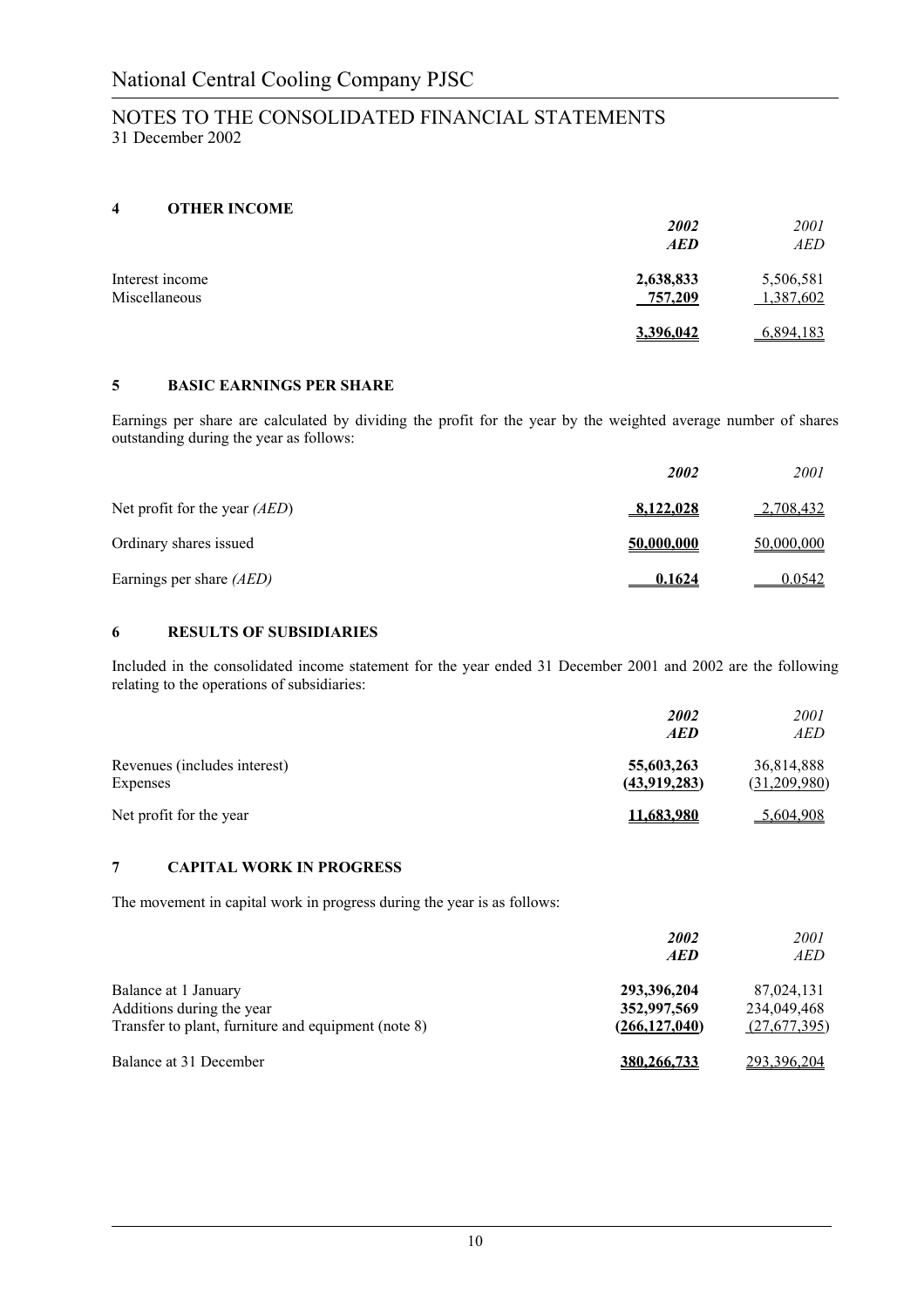## 4 OTHER INCOME

| | *2002* *AED* | *2001* *AED* |
|---|---|---|
| Interest income | **2,638,833** | 5,506,581 |
| Miscellaneous | **757,209** | 1,387,602 |
| | **3,396,042** | 6,894,183 |

## 5 BASIC EARNINGS PER SHARE

Earnings per share are calculated by dividing the profit for the year by the weighted average number of shares outstanding during the year as follows:

| | *2002* | *2001* |
|---|---|---|
| Net profit for the year *(AED)* | **8,122,028** | 2,708,432 |
| Ordinary shares issued | **50,000,000** | 50,000,000 |
| Earnings per share *(AED)* | **0.1624** | 0.0542 |

## 6 RESULTS OF SUBSIDIARIES

Included in the consolidated income statement for the year ended 31 December 2001 and 2002 are the following relating to the operations of subsidiaries:

| | *2002* *AED* | *2001* *AED* |
|---|---|---|
| Revenues (includes interest) | **55,603,263** | 36,814,888 |
| Expenses | **(43,919,283)** | (31,209,980) |
| Net profit for the year | **11,683,980** | 5,604,908 |

## 7 CAPITAL WORK IN PROGRESS

The movement in capital work in progress during the year is as follows:

| | *2002* *AED* | *2001* *AED* |
|---|---|---|
| Balance at 1 January | **293,396,204** | 87,024,131 |
| Additions during the year | **352,997,569** | 234,049,468 |
| Transfer to plant, furniture and equipment (note 8) | **(266,127,040)** | (27,677,395) |
| Balance at 31 December | **380,266,733** | 293,396,204 |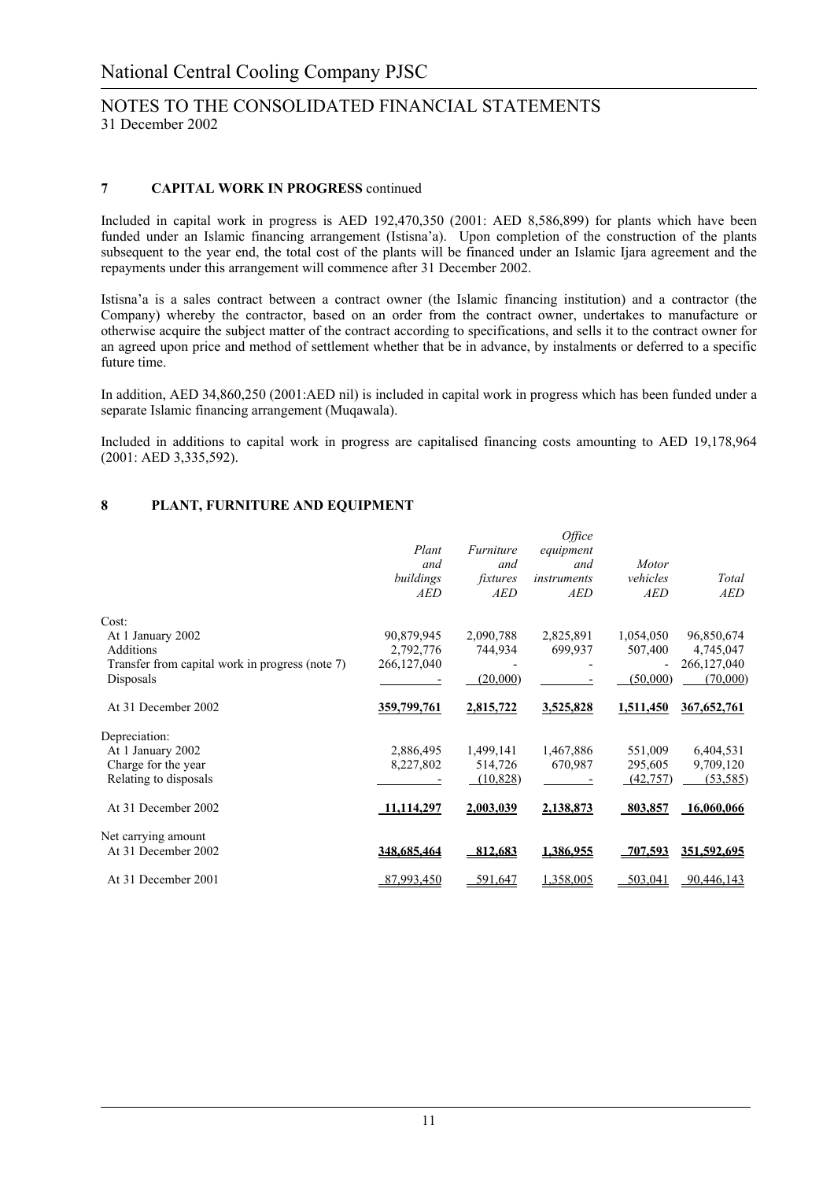## 7 CAPITAL WORK IN PROGRESS continued

Included in capital work in progress is AED 192,470,350 (2001: AED 8,586,899) for plants which have been funded under an Islamic financing arrangement (Istisna'a). Upon completion of the construction of the plants subsequent to the year end, the total cost of the plants will be financed under an Islamic Ijara agreement and the repayments under this arrangement will commence after 31 December 2002.

Istisna'a is a sales contract between a contract owner (the Islamic financing institution) and a contractor (the Company) whereby the contractor, based on an order from the contract owner, undertakes to manufacture or otherwise acquire the subject matter of the contract according to specifications, and sells it to the contract owner for an agreed upon price and method of settlement whether that be in advance, by instalments or deferred to a specific future time.

In addition, AED 34,860,250 (2001:AED nil) is included in capital work in progress which has been funded under a separate Islamic financing arrangement (Muqawala).

Included in additions to capital work in progress are capitalised financing costs amounting to AED 19,178,964 (2001: AED 3,335,592).

## 8 PLANT, FURNITURE AND EQUIPMENT

| | *Plant and buildings AED* | *Furniture and fixtures AED* | *Office equipment and instruments AED* | *Motor vehicles AED* | *Total AED* |
|---|---|---|---|---|---|
| Cost: | | | | | |
| At 1 January 2002 | 90,879,945 | 2,090,788 | 2,825,891 | 1,054,050 | 96,850,674 |
| Additions | 2,792,776 | 744,934 | 699,937 | 507,400 | 4,745,047 |
| Transfer from capital work in progress (note 7) | 266,127,040 | - | - | - | 266,127,040 |
| Disposals | - | (20,000) | - | (50,000) | (70,000) |
| At 31 December 2002 | **359,799,761** | **2,815,722** | **3,525,828** | **1,511,450** | **367,652,761** |
| Depreciation: | | | | | |
| At 1 January 2002 | 2,886,495 | 1,499,141 | 1,467,886 | 551,009 | 6,404,531 |
| Charge for the year | 8,227,802 | 514,726 | 670,987 | 295,605 | 9,709,120 |
| Relating to disposals | - | (10,828) | - | (42,757) | (53,585) |
| At 31 December 2002 | **11,114,297** | **2,003,039** | **2,138,873** | **803,857** | **16,060,066** |
| Net carrying amount | | | | | |
| At 31 December 2002 | **348,685,464** | **812,683** | **1,386,955** | **707,593** | **351,592,695** |
| At 31 December 2001 | 87,993,450 | 591,647 | 1,358,005 | 503,041 | 90,446,143 |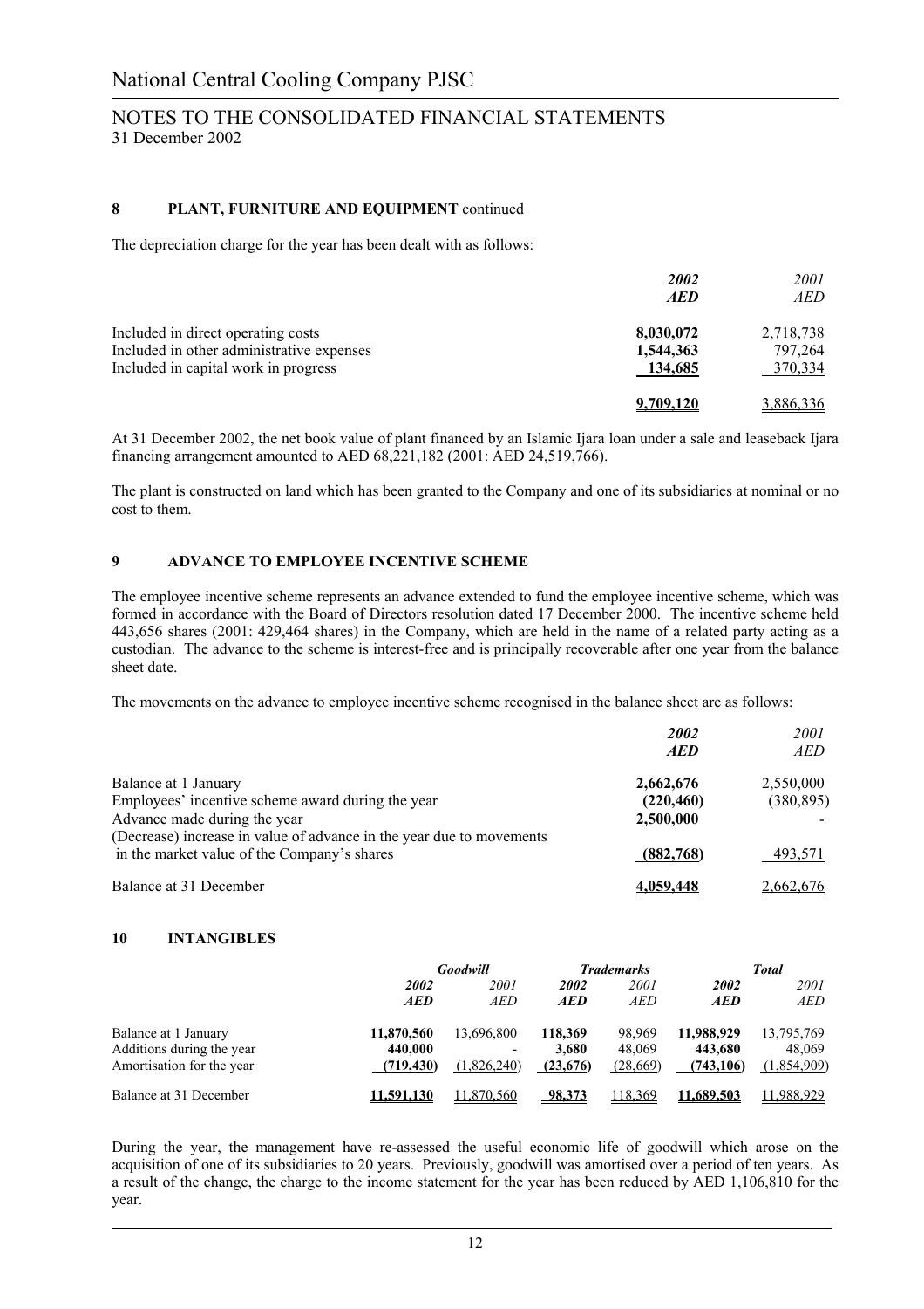## 8 PLANT, FURNITURE AND EQUIPMENT continued

The depreciation charge for the year has been dealt with as follows:

| | *2002* | *2001* |
|---|---|---|
| | ***AED*** | *AED* |
| Included in direct operating costs | **8,030,072** | 2,718,738 |
| Included in other administrative expenses | **1,544,363** | 797,264 |
| Included in capital work in progress | **134,685** | 370,334 |
| | **9,709,120** | 3,886,336 |

At 31 December 2002, the net book value of plant financed by an Islamic Ijara loan under a sale and leaseback Ijara financing arrangement amounted to AED 68,221,182 (2001: AED 24,519,766).

The plant is constructed on land which has been granted to the Company and one of its subsidiaries at nominal or no cost to them.

## 9 ADVANCE TO EMPLOYEE INCENTIVE SCHEME

The employee incentive scheme represents an advance extended to fund the employee incentive scheme, which was formed in accordance with the Board of Directors resolution dated 17 December 2000. The incentive scheme held 443,656 shares (2001: 429,464 shares) in the Company, which are held in the name of a related party acting as a custodian. The advance to the scheme is interest-free and is principally recoverable after one year from the balance sheet date.

The movements on the advance to employee incentive scheme recognised in the balance sheet are as follows:

| | *2002* | *2001* |
|---|---|---|
| | ***AED*** | *AED* |
| Balance at 1 January | **2,662,676** | 2,550,000 |
| Employees' incentive scheme award during the year | **(220,460)** | (380,895) |
| Advance made during the year | **2,500,000** | - |
| (Decrease) increase in value of advance in the year due to movements in the market value of the Company's shares | **(882,768)** | 493,571 |
| Balance at 31 December | **4,059,448** | 2,662,676 |

## 10 INTANGIBLES

| | *Goodwill* | | *Trademarks* | | *Total* | |
|---|---|---|---|---|---|---|
| | ***2002*** | *2001* | ***2002*** | *2001* | ***2002*** | *2001* |
| | ***AED*** | *AED* | ***AED*** | *AED* | ***AED*** | *AED* |
| Balance at 1 January | **11,870,560** | 13,696,800 | **118,369** | 98,969 | **11,988,929** | 13,795,769 |
| Additions during the year | **440,000** | - | **3,680** | 48,069 | **443,680** | 48,069 |
| Amortisation for the year | **(719,430)** | (1,826,240) | **(23,676)** | (28,669) | **(743,106)** | (1,854,909) |
| Balance at 31 December | **11,591,130** | 11,870,560 | **98,373** | 118,369 | **11,689,503** | 11,988,929 |

During the year, the management have re-assessed the useful economic life of goodwill which arose on the acquisition of one of its subsidiaries to 20 years. Previously, goodwill was amortised over a period of ten years. As a result of the change, the charge to the income statement for the year has been reduced by AED 1,106,810 for the year.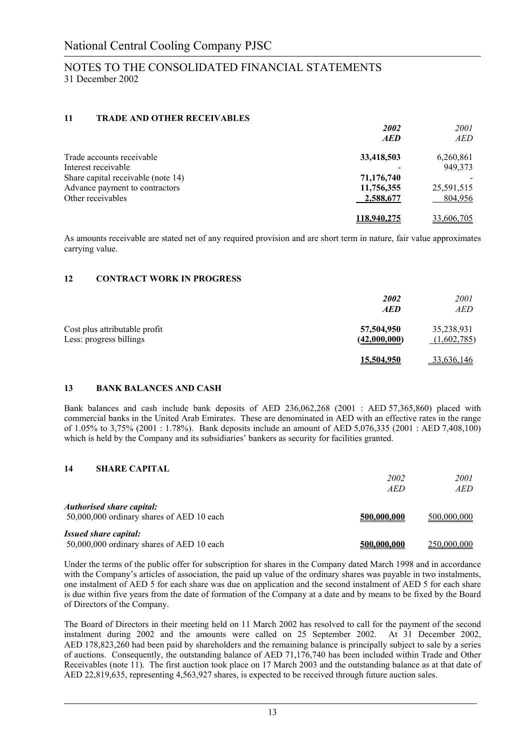National Central Cooling Company PJSC

NOTES TO THE CONSOLIDATED FINANCIAL STATEMENTS
31 December 2002

## 11 TRADE AND OTHER RECEIVABLES

| | ***2002*** | *2001* |
|---|---|---|
| | ***AED*** | *AED* |
| Trade accounts receivable | **33,418,503** | 6,260,861 |
| Interest receivable | **-** | 949,373 |
| Share capital receivable (note 14) | **71,176,740** | - |
| Advance payment to contractors | **11,756,355** | 25,591,515 |
| Other receivables | **2,588,677** | 804,956 |
| | **118,940,275** | 33,606,705 |

As amounts receivable are stated net of any required provision and are short term in nature, fair value approximates carrying value.

## 12 CONTRACT WORK IN PROGRESS

| | ***2002*** | *2001* |
|---|---|---|
| | ***AED*** | *AED* |
| Cost plus attributable profit | **57,504,950** | 35,238,931 |
| Less: progress billings | **(42,000,000)** | (1,602,785) |
| | **15,504,950** | 33,636,146 |

## 13 BANK BALANCES AND CASH

Bank balances and cash include bank deposits of AED 236,062,268 (2001 : AED 57,365,860) placed with commercial banks in the United Arab Emirates. These are denominated in AED with an effective rates in the range of 1.05% to 3,75% (2001 : 1.78%). Bank deposits include an amount of AED 5,076,335 (2001 : AED 7,408,100) which is held by the Company and its subsidiaries' bankers as security for facilities granted.

## 14 SHARE CAPITAL

| | *2002* | *2001* |
|---|---|---|
| | *AED* | *AED* |
| ***Authorised share capital:*** | | |
| 50,000,000 ordinary shares of AED 10 each | **500,000,000** | 500,000,000 |
| ***Issued share capital:*** | | |
| 50,000,000 ordinary shares of AED 10 each | **500,000,000** | 250,000,000 |

Under the terms of the public offer for subscription for shares in the Company dated March 1998 and in accordance with the Company's articles of association, the paid up value of the ordinary shares was payable in two instalments, one instalment of AED 5 for each share was due on application and the second instalment of AED 5 for each share is due within five years from the date of formation of the Company at a date and by means to be fixed by the Board of Directors of the Company.

The Board of Directors in their meeting held on 11 March 2002 has resolved to call for the payment of the second instalment during 2002 and the amounts were called on 25 September 2002. At 31 December 2002, AED 178,823,260 had been paid by shareholders and the remaining balance is principally subject to sale by a series of auctions. Consequently, the outstanding balance of AED 71,176,740 has been included within Trade and Other Receivables (note 11). The first auction took place on 17 March 2003 and the outstanding balance as at that date of AED 22,819,635, representing 4,563,927 shares, is expected to be received through future auction sales.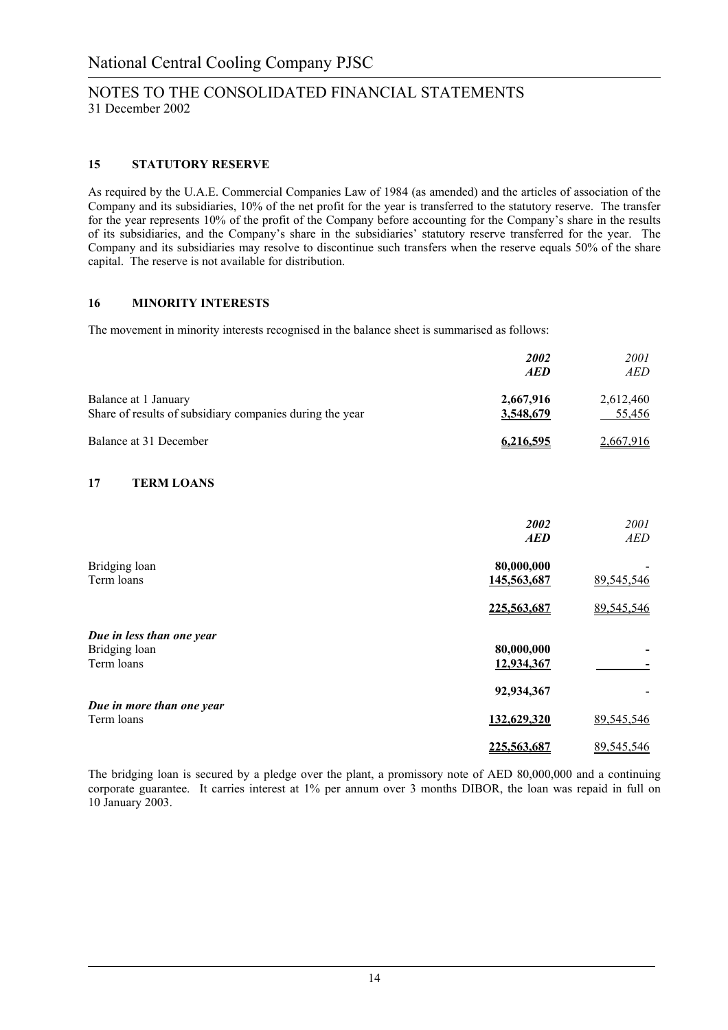# National Central Cooling Company PJSC

## NOTES TO THE CONSOLIDATED FINANCIAL STATEMENTS
31 December 2002

### 15 STATUTORY RESERVE

As required by the U.A.E. Commercial Companies Law of 1984 (as amended) and the articles of association of the Company and its subsidiaries, 10% of the net profit for the year is transferred to the statutory reserve. The transfer for the year represents 10% of the profit of the Company before accounting for the Company's share in the results of its subsidiaries, and the Company's share in the subsidiaries' statutory reserve transferred for the year. The Company and its subsidiaries may resolve to discontinue such transfers when the reserve equals 50% of the share capital. The reserve is not available for distribution.

### 16 MINORITY INTERESTS

The movement in minority interests recognised in the balance sheet is summarised as follows:

| | ***2002*** ***AED*** | *2001* *AED* |
|---|---|---|
| Balance at 1 January | **2,667,916** | 2,612,460 |
| Share of results of subsidiary companies during the year | **3,548,679** | 55,456 |
| Balance at 31 December | **6,216,595** | 2,667,916 |

### 17 TERM LOANS

| | ***2002*** ***AED*** | *2001* *AED* |
|---|---|---|
| Bridging loan | **80,000,000** | - |
| Term loans | **145,563,687** | 89,545,546 |
| | **225,563,687** | 89,545,546 |
| ***Due in less than one year*** | | |
| Bridging loan | **80,000,000** | **-** |
| Term loans | **12,934,367** | **-** |
| | **92,934,367** | - |
| ***Due in more than one year*** | | |
| Term loans | **132,629,320** | 89,545,546 |
| | **225,563,687** | 89,545,546 |

The bridging loan is secured by a pledge over the plant, a promissory note of AED 80,000,000 and a continuing corporate guarantee. It carries interest at 1% per annum over 3 months DIBOR, the loan was repaid in full on 10 January 2003.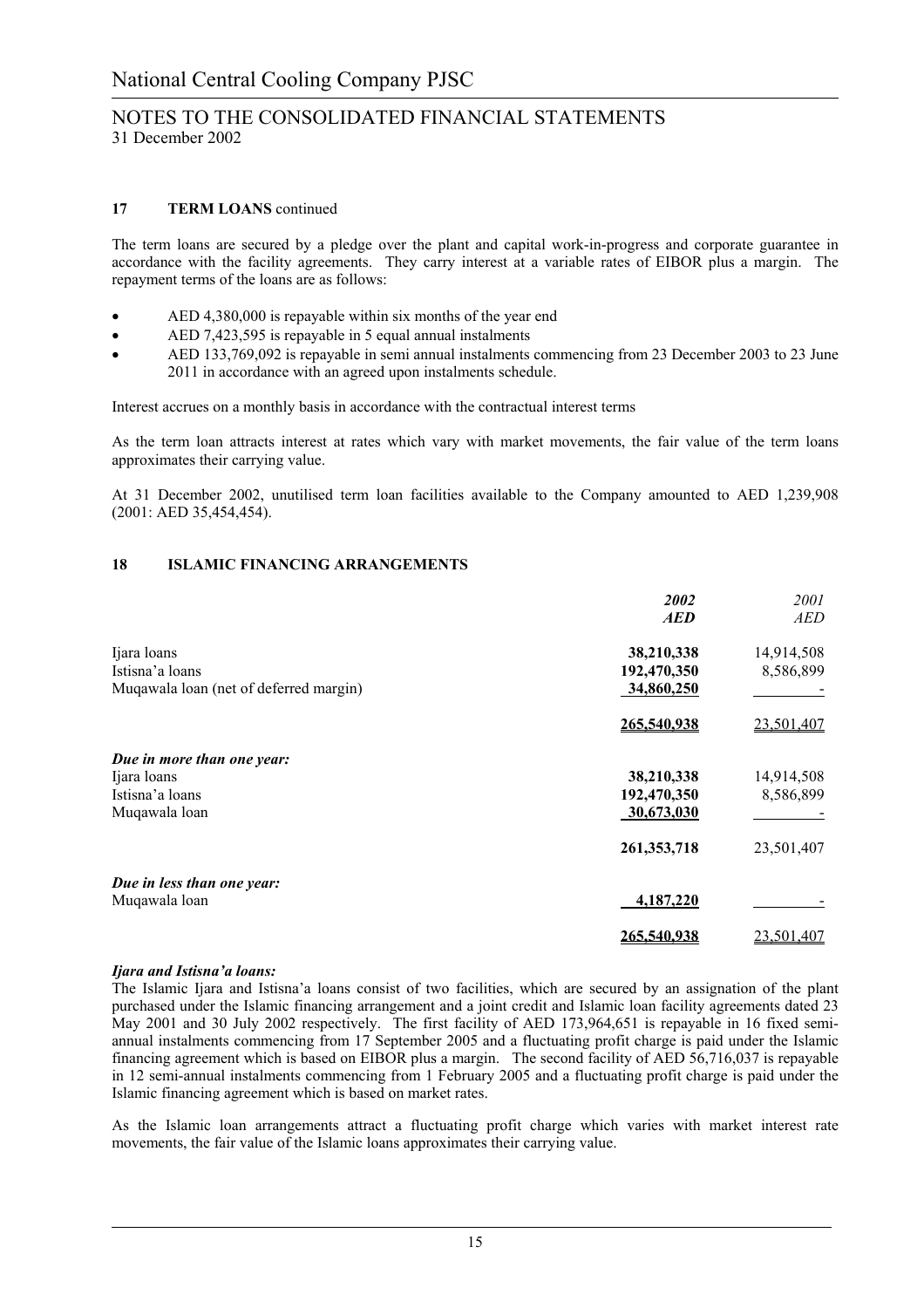## 17 TERM LOANS continued

The term loans are secured by a pledge over the plant and capital work-in-progress and corporate guarantee in accordance with the facility agreements. They carry interest at a variable rates of EIBOR plus a margin. The repayment terms of the loans are as follows:

- AED 4,380,000 is repayable within six months of the year end
- AED 7,423,595 is repayable in 5 equal annual instalments
- AED 133,769,092 is repayable in semi annual instalments commencing from 23 December 2003 to 23 June 2011 in accordance with an agreed upon instalments schedule.

Interest accrues on a monthly basis in accordance with the contractual interest terms

As the term loan attracts interest at rates which vary with market movements, the fair value of the term loans approximates their carrying value.

At 31 December 2002, unutilised term loan facilities available to the Company amounted to AED 1,239,908 (2001: AED 35,454,454).

## 18 ISLAMIC FINANCING ARRANGEMENTS

| | ***2002*** ***AED*** | *2001* *AED* |
|---|---|---|
| Ijara loans | **38,210,338** | 14,914,508 |
| Istisna'a loans | **192,470,350** | 8,586,899 |
| Muqawala loan (net of deferred margin) | **34,860,250** | - |
| | **265,540,938** | 23,501,407 |
| ***Due in more than one year:*** | | |
| Ijara loans | **38,210,338** | 14,914,508 |
| Istisna'a loans | **192,470,350** | 8,586,899 |
| Muqawala loan | **30,673,030** | - |
| | **261,353,718** | 23,501,407 |
| ***Due in less than one year:*** | | |
| Muqawala loan | **4,187,220** | - |
| | **265,540,938** | 23,501,407 |

***Ijara and Istisna'a loans:***

The Islamic Ijara and Istisna'a loans consist of two facilities, which are secured by an assignation of the plant purchased under the Islamic financing arrangement and a joint credit and Islamic loan facility agreements dated 23 May 2001 and 30 July 2002 respectively. The first facility of AED 173,964,651 is repayable in 16 fixed semi-annual instalments commencing from 17 September 2005 and a fluctuating profit charge is paid under the Islamic financing agreement which is based on EIBOR plus a margin. The second facility of AED 56,716,037 is repayable in 12 semi-annual instalments commencing from 1 February 2005 and a fluctuating profit charge is paid under the Islamic financing agreement which is based on market rates.

As the Islamic loan arrangements attract a fluctuating profit charge which varies with market interest rate movements, the fair value of the Islamic loans approximates their carrying value.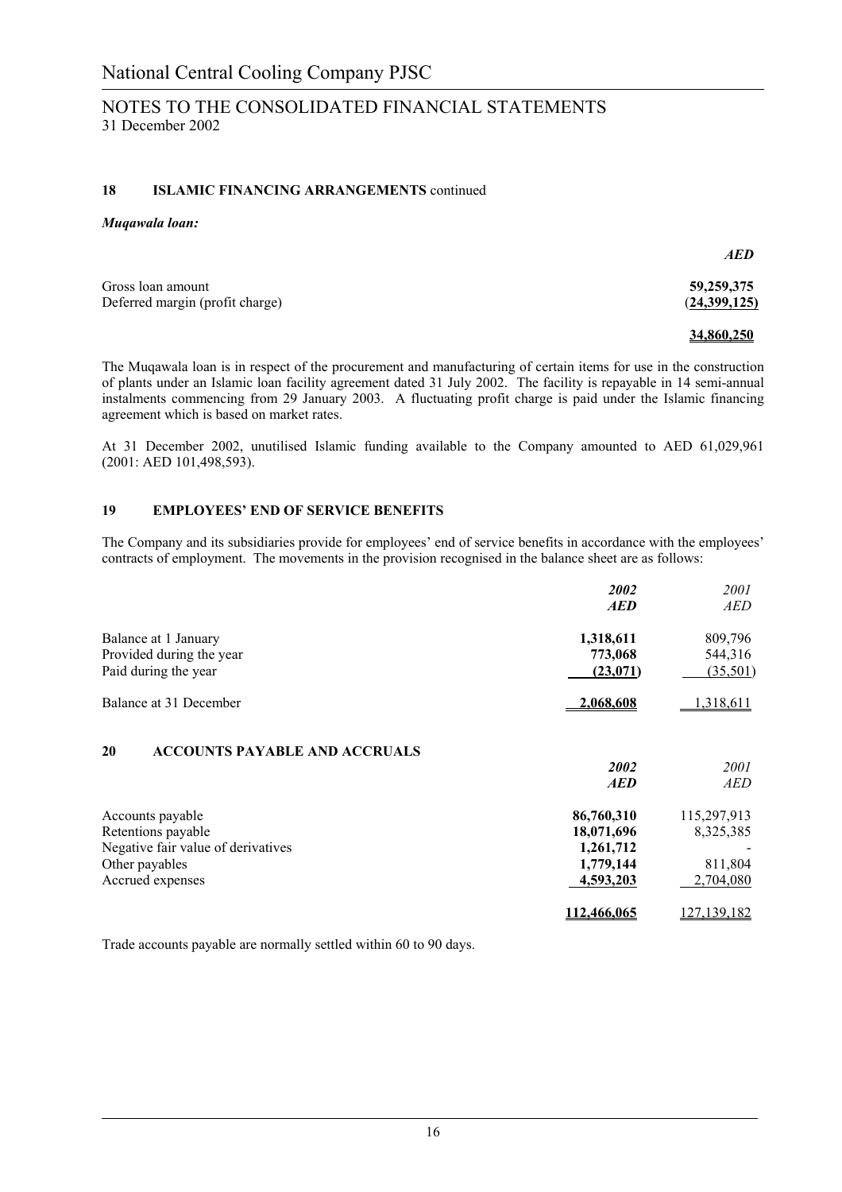## 18 ISLAMIC FINANCING ARRANGEMENTS continued

***Muqawala loan:***

| | *AED* |
|---|---|
| Gross loan amount | **59,259,375** |
| Deferred margin (profit charge) | **(24,399,125)** |
| | **34,860,250** |

The Muqawala loan is in respect of the procurement and manufacturing of certain items for use in the construction of plants under an Islamic loan facility agreement dated 31 July 2002. The facility is repayable in 14 semi-annual instalments commencing from 29 January 2003. A fluctuating profit charge is paid under the Islamic financing agreement which is based on market rates.

At 31 December 2002, unutilised Islamic funding available to the Company amounted to AED 61,029,961 (2001: AED 101,498,593).

## 19 EMPLOYEES' END OF SERVICE BENEFITS

The Company and its subsidiaries provide for employees' end of service benefits in accordance with the employees' contracts of employment. The movements in the provision recognised in the balance sheet are as follows:

| | ***2002*** ***AED*** | *2001* *AED* |
|---|---|---|
| Balance at 1 January | **1,318,611** | 809,796 |
| Provided during the year | **773,068** | 544,316 |
| Paid during the year | **(23,071)** | (35,501) |
| Balance at 31 December | **2,068,608** | 1,318,611 |

## 20 ACCOUNTS PAYABLE AND ACCRUALS

| | ***2002*** ***AED*** | *2001* *AED* |
|---|---|---|
| Accounts payable | **86,760,310** | 115,297,913 |
| Retentions payable | **18,071,696** | 8,325,385 |
| Negative fair value of derivatives | **1,261,712** | - |
| Other payables | **1,779,144** | 811,804 |
| Accrued expenses | **4,593,203** | 2,704,080 |
| | **112,466,065** | 127,139,182 |

Trade accounts payable are normally settled within 60 to 90 days.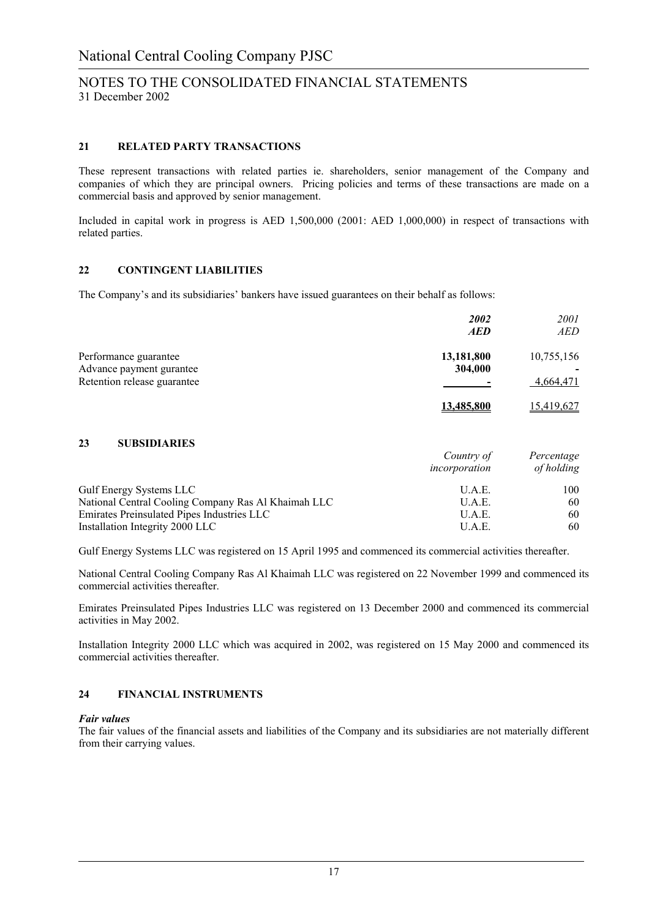# National Central Cooling Company PJSC

## NOTES TO THE CONSOLIDATED FINANCIAL STATEMENTS
31 December 2002

### 21 RELATED PARTY TRANSACTIONS

These represent transactions with related parties ie. shareholders, senior management of the Company and companies of which they are principal owners. Pricing policies and terms of these transactions are made on a commercial basis and approved by senior management.

Included in capital work in progress is AED 1,500,000 (2001: AED 1,000,000) in respect of transactions with related parties.

### 22 CONTINGENT LIABILITIES

The Company's and its subsidiaries' bankers have issued guarantees on their behalf as follows:

| | ***2002*** | *2001* |
|---|---|---|
| | ***AED*** | *AED* |
| Performance guarantee | **13,181,800** | 10,755,156 |
| Advance payment gurantee | **304,000** | - |
| Retention release guarantee | **-** | 4,664,471 |
| | **13,485,800** | 15,419,627 |

### 23 SUBSIDIARIES

| | *Country of incorporation* | *Percentage of holding* |
|---|---|---|
| Gulf Energy Systems LLC | U.A.E. | 100 |
| National Central Cooling Company Ras Al Khaimah LLC | U.A.E. | 60 |
| Emirates Preinsulated Pipes Industries LLC | U.A.E. | 60 |
| Installation Integrity 2000 LLC | U.A.E. | 60 |

Gulf Energy Systems LLC was registered on 15 April 1995 and commenced its commercial activities thereafter.

National Central Cooling Company Ras Al Khaimah LLC was registered on 22 November 1999 and commenced its commercial activities thereafter.

Emirates Preinsulated Pipes Industries LLC was registered on 13 December 2000 and commenced its commercial activities in May 2002.

Installation Integrity 2000 LLC which was acquired in 2002, was registered on 15 May 2000 and commenced its commercial activities thereafter.

### 24 FINANCIAL INSTRUMENTS

***Fair values***

The fair values of the financial assets and liabilities of the Company and its subsidiaries are not materially different from their carrying values.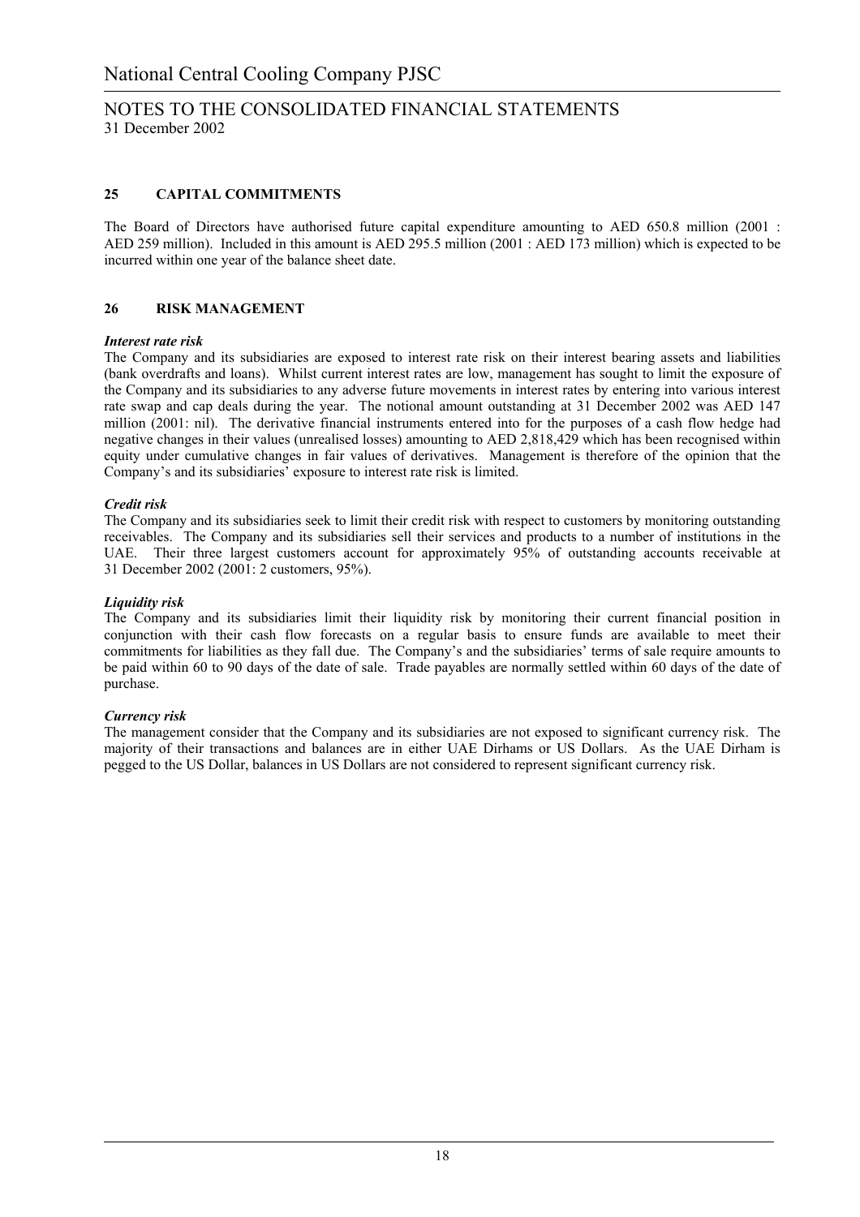## 25 CAPITAL COMMITMENTS

The Board of Directors have authorised future capital expenditure amounting to AED 650.8 million (2001 : AED 259 million). Included in this amount is AED 295.5 million (2001 : AED 173 million) which is expected to be incurred within one year of the balance sheet date.

## 26 RISK MANAGEMENT

***Interest rate risk***

The Company and its subsidiaries are exposed to interest rate risk on their interest bearing assets and liabilities (bank overdrafts and loans). Whilst current interest rates are low, management has sought to limit the exposure of the Company and its subsidiaries to any adverse future movements in interest rates by entering into various interest rate swap and cap deals during the year. The notional amount outstanding at 31 December 2002 was AED 147 million (2001: nil). The derivative financial instruments entered into for the purposes of a cash flow hedge had negative changes in their values (unrealised losses) amounting to AED 2,818,429 which has been recognised within equity under cumulative changes in fair values of derivatives. Management is therefore of the opinion that the Company's and its subsidiaries' exposure to interest rate risk is limited.

***Credit risk***

The Company and its subsidiaries seek to limit their credit risk with respect to customers by monitoring outstanding receivables. The Company and its subsidiaries sell their services and products to a number of institutions in the UAE. Their three largest customers account for approximately 95% of outstanding accounts receivable at 31 December 2002 (2001: 2 customers, 95%).

***Liquidity risk***

The Company and its subsidiaries limit their liquidity risk by monitoring their current financial position in conjunction with their cash flow forecasts on a regular basis to ensure funds are available to meet their commitments for liabilities as they fall due. The Company's and the subsidiaries' terms of sale require amounts to be paid within 60 to 90 days of the date of sale. Trade payables are normally settled within 60 days of the date of purchase.

***Currency risk***

The management consider that the Company and its subsidiaries are not exposed to significant currency risk. The majority of their transactions and balances are in either UAE Dirhams or US Dollars. As the UAE Dirham is pegged to the US Dollar, balances in US Dollars are not considered to represent significant currency risk.